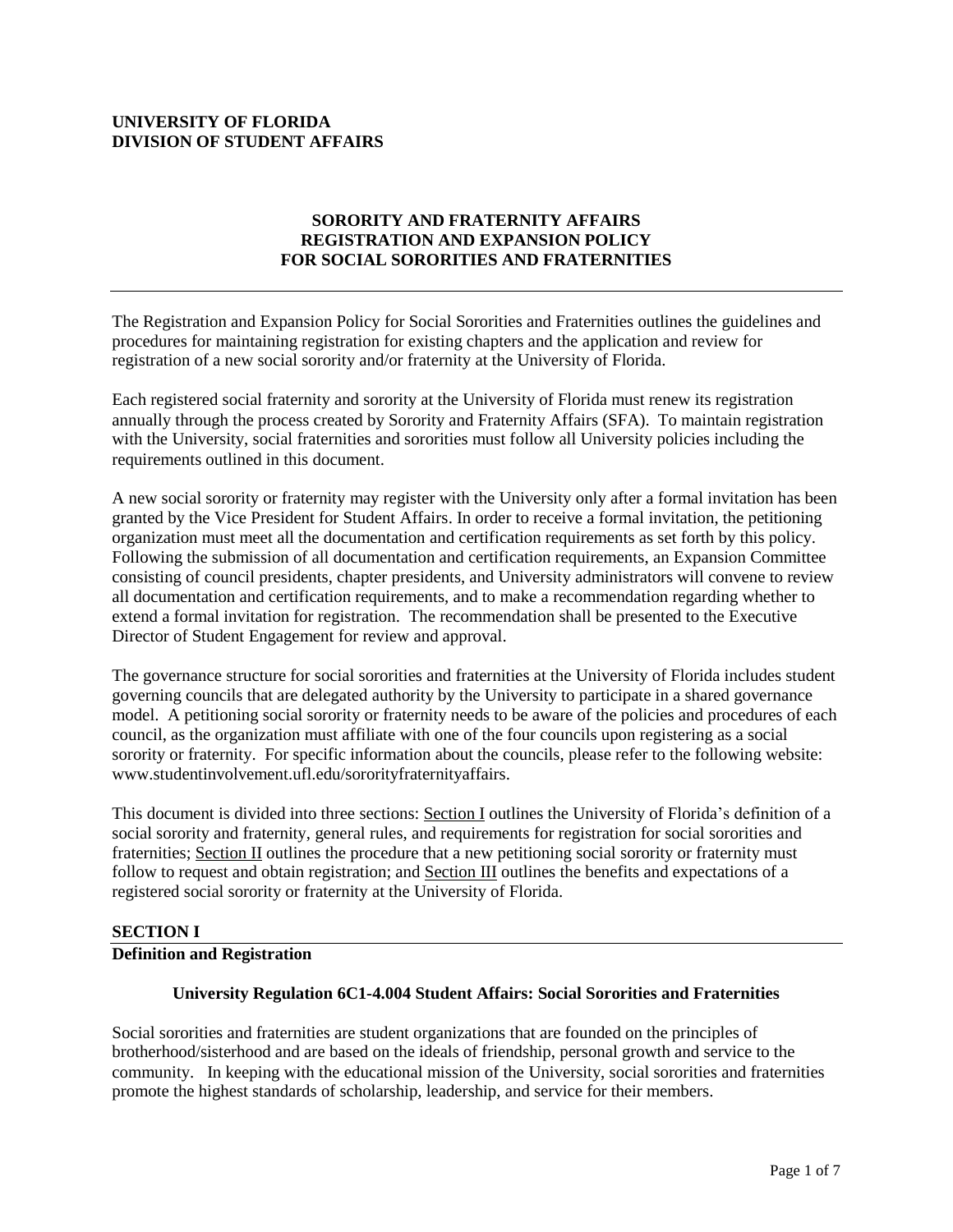**UNIVERSITY OF FLORIDA**
**DIVISION OF STUDENT AFFAIRS**

# SORORITY AND FRATERNITY AFFAIRS REGISTRATION AND EXPANSION POLICY FOR SOCIAL SORORITIES AND FRATERNITIES

---

The Registration and Expansion Policy for Social Sororities and Fraternities outlines the guidelines and procedures for maintaining registration for existing chapters and the application and review for registration of a new social sorority and/or fraternity at the University of Florida.

Each registered social fraternity and sorority at the University of Florida must renew its registration annually through the process created by Sorority and Fraternity Affairs (SFA). To maintain registration with the University, social fraternities and sororities must follow all University policies including the requirements outlined in this document.

A new social sorority or fraternity may register with the University only after a formal invitation has been granted by the Vice President for Student Affairs. In order to receive a formal invitation, the petitioning organization must meet all the documentation and certification requirements as set forth by this policy. Following the submission of all documentation and certification requirements, an Expansion Committee consisting of council presidents, chapter presidents, and University administrators will convene to review all documentation and certification requirements, and to make a recommendation regarding whether to extend a formal invitation for registration. The recommendation shall be presented to the Executive Director of Student Engagement for review and approval.

The governance structure for social sororities and fraternities at the University of Florida includes student governing councils that are delegated authority by the University to participate in a shared governance model. A petitioning social sorority or fraternity needs to be aware of the policies and procedures of each council, as the organization must affiliate with one of the four councils upon registering as a social sorority or fraternity. For specific information about the councils, please refer to the following website: www.studentinvolvement.ufl.edu/sororityfraternityaffairs.

This document is divided into three sections: <u>Section I</u> outlines the University of Florida's definition of a social sorority and fraternity, general rules, and requirements for registration for social sororities and fraternities; <u>Section II</u> outlines the procedure that a new petitioning social sorority or fraternity must follow to request and obtain registration; and <u>Section III</u> outlines the benefits and expectations of a registered social sorority or fraternity at the University of Florida.

## SECTION I

## Definition and Registration

### University Regulation 6C1-4.004 Student Affairs: Social Sororities and Fraternities

Social sororities and fraternities are student organizations that are founded on the principles of brotherhood/sisterhood and are based on the ideals of friendship, personal growth and service to the community. In keeping with the educational mission of the University, social sororities and fraternities promote the highest standards of scholarship, leadership, and service for their members.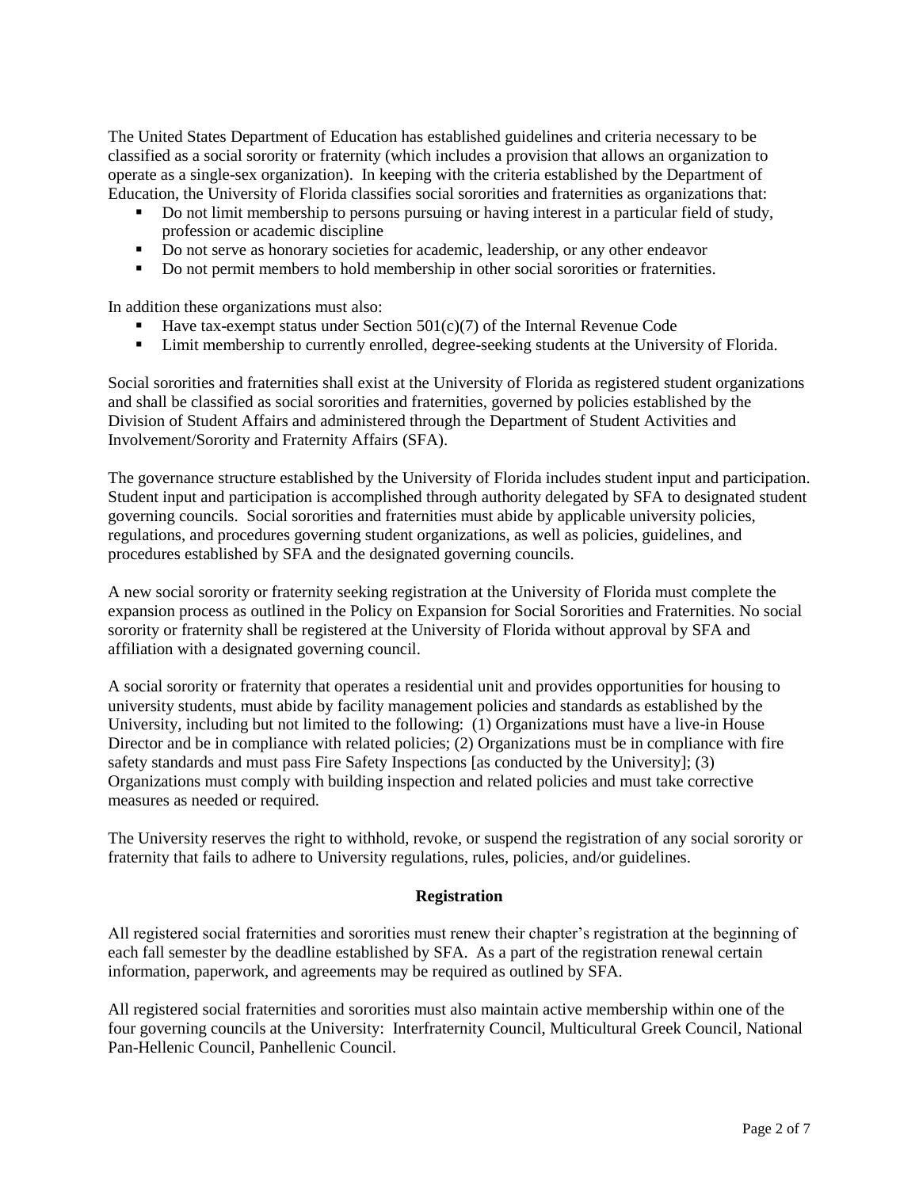The United States Department of Education has established guidelines and criteria necessary to be classified as a social sorority or fraternity (which includes a provision that allows an organization to operate as a single-sex organization). In keeping with the criteria established by the Department of Education, the University of Florida classifies social sororities and fraternities as organizations that:

- Do not limit membership to persons pursuing or having interest in a particular field of study, profession or academic discipline
- Do not serve as honorary societies for academic, leadership, or any other endeavor
- Do not permit members to hold membership in other social sororities or fraternities.

In addition these organizations must also:

- Have tax-exempt status under Section 501(c)(7) of the Internal Revenue Code
- Limit membership to currently enrolled, degree-seeking students at the University of Florida.

Social sororities and fraternities shall exist at the University of Florida as registered student organizations and shall be classified as social sororities and fraternities, governed by policies established by the Division of Student Affairs and administered through the Department of Student Activities and Involvement/Sorority and Fraternity Affairs (SFA).

The governance structure established by the University of Florida includes student input and participation. Student input and participation is accomplished through authority delegated by SFA to designated student governing councils. Social sororities and fraternities must abide by applicable university policies, regulations, and procedures governing student organizations, as well as policies, guidelines, and procedures established by SFA and the designated governing councils.

A new social sorority or fraternity seeking registration at the University of Florida must complete the expansion process as outlined in the Policy on Expansion for Social Sororities and Fraternities. No social sorority or fraternity shall be registered at the University of Florida without approval by SFA and affiliation with a designated governing council.

A social sorority or fraternity that operates a residential unit and provides opportunities for housing to university students, must abide by facility management policies and standards as established by the University, including but not limited to the following: (1) Organizations must have a live-in House Director and be in compliance with related policies; (2) Organizations must be in compliance with fire safety standards and must pass Fire Safety Inspections [as conducted by the University]; (3) Organizations must comply with building inspection and related policies and must take corrective measures as needed or required.

The University reserves the right to withhold, revoke, or suspend the registration of any social sorority or fraternity that fails to adhere to University regulations, rules, policies, and/or guidelines.

## Registration

All registered social fraternities and sororities must renew their chapter's registration at the beginning of each fall semester by the deadline established by SFA. As a part of the registration renewal certain information, paperwork, and agreements may be required as outlined by SFA.

All registered social fraternities and sororities must also maintain active membership within one of the four governing councils at the University: Interfraternity Council, Multicultural Greek Council, National Pan-Hellenic Council, Panhellenic Council.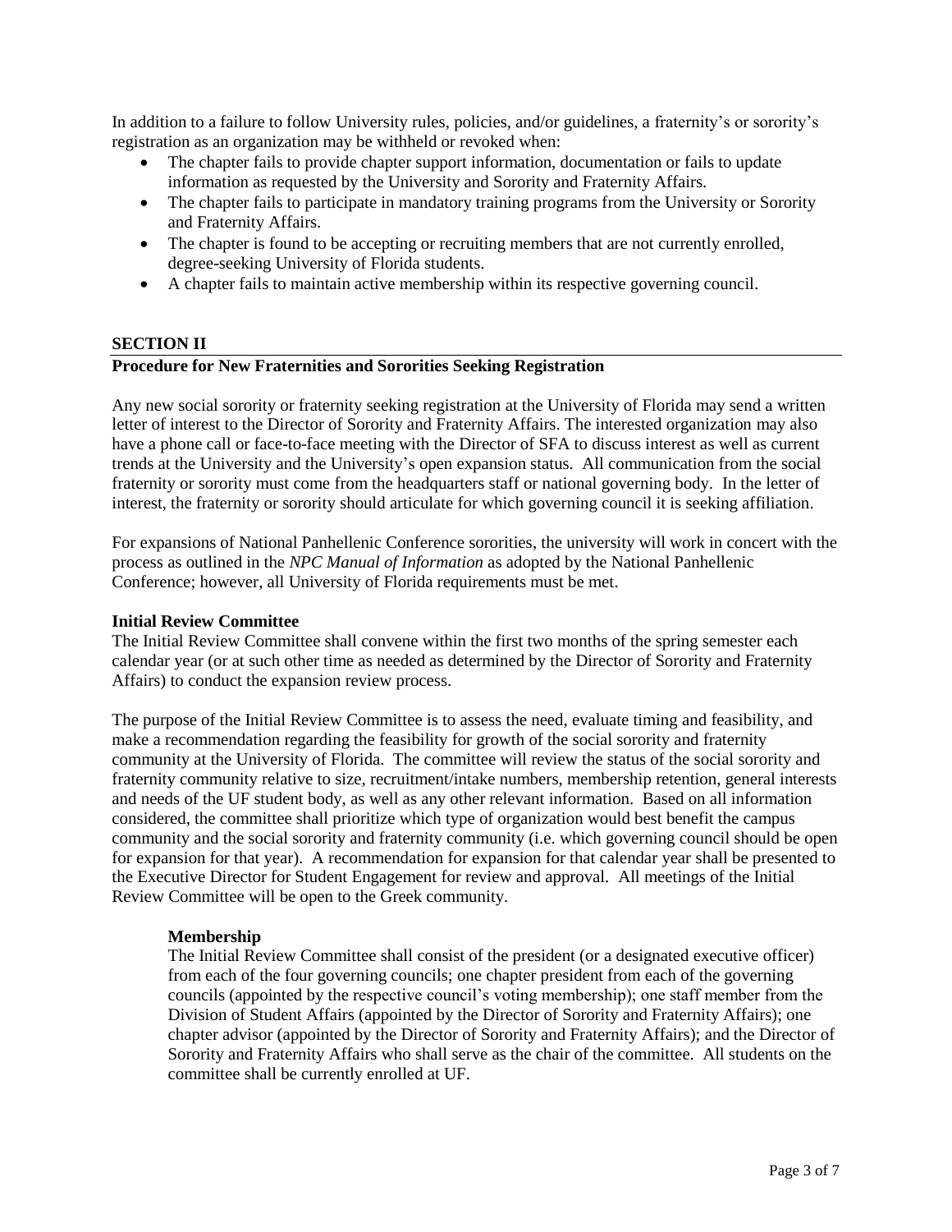In addition to a failure to follow University rules, policies, and/or guidelines, a fraternity's or sorority's registration as an organization may be withheld or revoked when:

- The chapter fails to provide chapter support information, documentation or fails to update information as requested by the University and Sorority and Fraternity Affairs.
- The chapter fails to participate in mandatory training programs from the University or Sorority and Fraternity Affairs.
- The chapter is found to be accepting or recruiting members that are not currently enrolled, degree-seeking University of Florida students.
- A chapter fails to maintain active membership within its respective governing council.

## SECTION II

## Procedure for New Fraternities and Sororities Seeking Registration

Any new social sorority or fraternity seeking registration at the University of Florida may send a written letter of interest to the Director of Sorority and Fraternity Affairs. The interested organization may also have a phone call or face-to-face meeting with the Director of SFA to discuss interest as well as current trends at the University and the University's open expansion status. All communication from the social fraternity or sorority must come from the headquarters staff or national governing body. In the letter of interest, the fraternity or sorority should articulate for which governing council it is seeking affiliation.

For expansions of National Panhellenic Conference sororities, the university will work in concert with the process as outlined in the *NPC Manual of Information* as adopted by the National Panhellenic Conference; however, all University of Florida requirements must be met.

### Initial Review Committee

The Initial Review Committee shall convene within the first two months of the spring semester each calendar year (or at such other time as needed as determined by the Director of Sorority and Fraternity Affairs) to conduct the expansion review process.

The purpose of the Initial Review Committee is to assess the need, evaluate timing and feasibility, and make a recommendation regarding the feasibility for growth of the social sorority and fraternity community at the University of Florida. The committee will review the status of the social sorority and fraternity community relative to size, recruitment/intake numbers, membership retention, general interests and needs of the UF student body, as well as any other relevant information. Based on all information considered, the committee shall prioritize which type of organization would best benefit the campus community and the social sorority and fraternity community (i.e. which governing council should be open for expansion for that year). A recommendation for expansion for that calendar year shall be presented to the Executive Director for Student Engagement for review and approval. All meetings of the Initial Review Committee will be open to the Greek community.

#### Membership

The Initial Review Committee shall consist of the president (or a designated executive officer) from each of the four governing councils; one chapter president from each of the governing councils (appointed by the respective council's voting membership); one staff member from the Division of Student Affairs (appointed by the Director of Sorority and Fraternity Affairs); one chapter advisor (appointed by the Director of Sorority and Fraternity Affairs); and the Director of Sorority and Fraternity Affairs who shall serve as the chair of the committee. All students on the committee shall be currently enrolled at UF.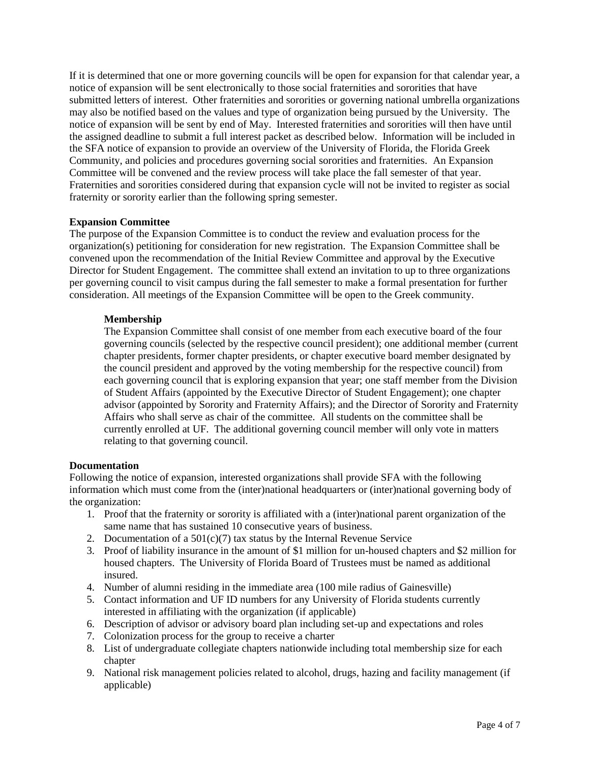If it is determined that one or more governing councils will be open for expansion for that calendar year, a notice of expansion will be sent electronically to those social fraternities and sororities that have submitted letters of interest. Other fraternities and sororities or governing national umbrella organizations may also be notified based on the values and type of organization being pursued by the University. The notice of expansion will be sent by end of May. Interested fraternities and sororities will then have until the assigned deadline to submit a full interest packet as described below. Information will be included in the SFA notice of expansion to provide an overview of the University of Florida, the Florida Greek Community, and policies and procedures governing social sororities and fraternities. An Expansion Committee will be convened and the review process will take place the fall semester of that year. Fraternities and sororities considered during that expansion cycle will not be invited to register as social fraternity or sorority earlier than the following spring semester.

**Expansion Committee**

The purpose of the Expansion Committee is to conduct the review and evaluation process for the organization(s) petitioning for consideration for new registration. The Expansion Committee shall be convened upon the recommendation of the Initial Review Committee and approval by the Executive Director for Student Engagement. The committee shall extend an invitation to up to three organizations per governing council to visit campus during the fall semester to make a formal presentation for further consideration. All meetings of the Expansion Committee will be open to the Greek community.

**Membership**

The Expansion Committee shall consist of one member from each executive board of the four governing councils (selected by the respective council president); one additional member (current chapter presidents, former chapter presidents, or chapter executive board member designated by the council president and approved by the voting membership for the respective council) from each governing council that is exploring expansion that year; one staff member from the Division of Student Affairs (appointed by the Executive Director of Student Engagement); one chapter advisor (appointed by Sorority and Fraternity Affairs); and the Director of Sorority and Fraternity Affairs who shall serve as chair of the committee. All students on the committee shall be currently enrolled at UF. The additional governing council member will only vote in matters relating to that governing council.

**Documentation**

Following the notice of expansion, interested organizations shall provide SFA with the following information which must come from the (inter)national headquarters or (inter)national governing body of the organization:

1. Proof that the fraternity or sorority is affiliated with a (inter)national parent organization of the same name that has sustained 10 consecutive years of business.
2. Documentation of a 501(c)(7) tax status by the Internal Revenue Service
3. Proof of liability insurance in the amount of $1 million for un-housed chapters and $2 million for housed chapters. The University of Florida Board of Trustees must be named as additional insured.
4. Number of alumni residing in the immediate area (100 mile radius of Gainesville)
5. Contact information and UF ID numbers for any University of Florida students currently interested in affiliating with the organization (if applicable)
6. Description of advisor or advisory board plan including set-up and expectations and roles
7. Colonization process for the group to receive a charter
8. List of undergraduate collegiate chapters nationwide including total membership size for each chapter
9. National risk management policies related to alcohol, drugs, hazing and facility management (if applicable)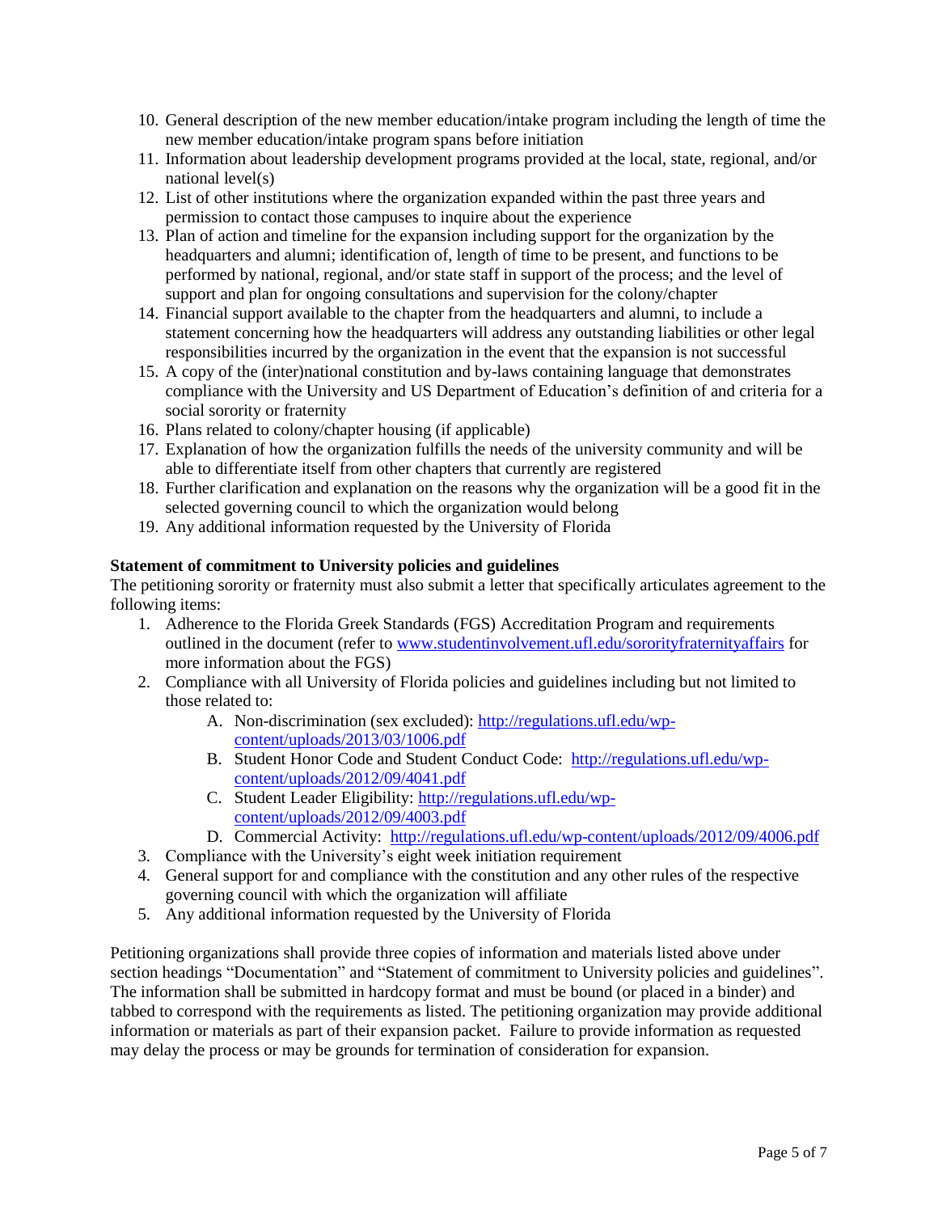10. General description of the new member education/intake program including the length of time the new member education/intake program spans before initiation
11. Information about leadership development programs provided at the local, state, regional, and/or national level(s)
12. List of other institutions where the organization expanded within the past three years and permission to contact those campuses to inquire about the experience
13. Plan of action and timeline for the expansion including support for the organization by the headquarters and alumni; identification of, length of time to be present, and functions to be performed by national, regional, and/or state staff in support of the process; and the level of support and plan for ongoing consultations and supervision for the colony/chapter
14. Financial support available to the chapter from the headquarters and alumni, to include a statement concerning how the headquarters will address any outstanding liabilities or other legal responsibilities incurred by the organization in the event that the expansion is not successful
15. A copy of the (inter)national constitution and by-laws containing language that demonstrates compliance with the University and US Department of Education's definition of and criteria for a social sorority or fraternity
16. Plans related to colony/chapter housing (if applicable)
17. Explanation of how the organization fulfills the needs of the university community and will be able to differentiate itself from other chapters that currently are registered
18. Further clarification and explanation on the reasons why the organization will be a good fit in the selected governing council to which the organization would belong
19. Any additional information requested by the University of Florida

**Statement of commitment to University policies and guidelines**

The petitioning sorority or fraternity must also submit a letter that specifically articulates agreement to the following items:

1. Adherence to the Florida Greek Standards (FGS) Accreditation Program and requirements outlined in the document (refer to www.studentinvolvement.ufl.edu/sororityfraternityaffairs for more information about the FGS)
2. Compliance with all University of Florida policies and guidelines including but not limited to those related to:
    A. Non-discrimination (sex excluded): http://regulations.ufl.edu/wp-content/uploads/2013/03/1006.pdf
    B. Student Honor Code and Student Conduct Code: http://regulations.ufl.edu/wp-content/uploads/2012/09/4041.pdf
    C. Student Leader Eligibility: http://regulations.ufl.edu/wp-content/uploads/2012/09/4003.pdf
    D. Commercial Activity: http://regulations.ufl.edu/wp-content/uploads/2012/09/4006.pdf
3. Compliance with the University's eight week initiation requirement
4. General support for and compliance with the constitution and any other rules of the respective governing council with which the organization will affiliate
5. Any additional information requested by the University of Florida

Petitioning organizations shall provide three copies of information and materials listed above under section headings "Documentation" and "Statement of commitment to University policies and guidelines". The information shall be submitted in hardcopy format and must be bound (or placed in a binder) and tabbed to correspond with the requirements as listed. The petitioning organization may provide additional information or materials as part of their expansion packet. Failure to provide information as requested may delay the process or may be grounds for termination of consideration for expansion.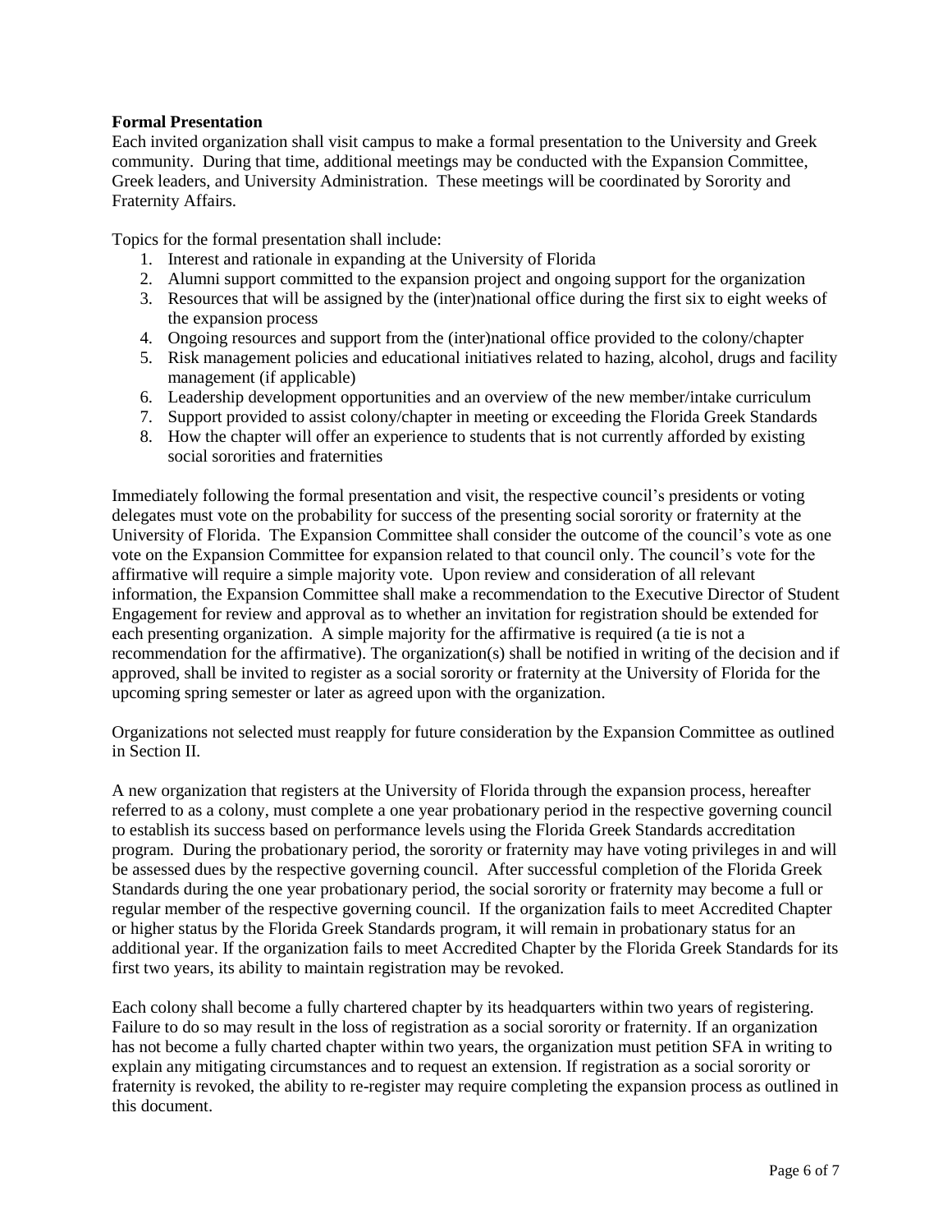**Formal Presentation**

Each invited organization shall visit campus to make a formal presentation to the University and Greek community. During that time, additional meetings may be conducted with the Expansion Committee, Greek leaders, and University Administration. These meetings will be coordinated by Sorority and Fraternity Affairs.

Topics for the formal presentation shall include:

1. Interest and rationale in expanding at the University of Florida
2. Alumni support committed to the expansion project and ongoing support for the organization
3. Resources that will be assigned by the (inter)national office during the first six to eight weeks of the expansion process
4. Ongoing resources and support from the (inter)national office provided to the colony/chapter
5. Risk management policies and educational initiatives related to hazing, alcohol, drugs and facility management (if applicable)
6. Leadership development opportunities and an overview of the new member/intake curriculum
7. Support provided to assist colony/chapter in meeting or exceeding the Florida Greek Standards
8. How the chapter will offer an experience to students that is not currently afforded by existing social sororities and fraternities

Immediately following the formal presentation and visit, the respective council's presidents or voting delegates must vote on the probability for success of the presenting social sorority or fraternity at the University of Florida. The Expansion Committee shall consider the outcome of the council's vote as one vote on the Expansion Committee for expansion related to that council only. The council's vote for the affirmative will require a simple majority vote. Upon review and consideration of all relevant information, the Expansion Committee shall make a recommendation to the Executive Director of Student Engagement for review and approval as to whether an invitation for registration should be extended for each presenting organization. A simple majority for the affirmative is required (a tie is not a recommendation for the affirmative). The organization(s) shall be notified in writing of the decision and if approved, shall be invited to register as a social sorority or fraternity at the University of Florida for the upcoming spring semester or later as agreed upon with the organization.

Organizations not selected must reapply for future consideration by the Expansion Committee as outlined in Section II.

A new organization that registers at the University of Florida through the expansion process, hereafter referred to as a colony, must complete a one year probationary period in the respective governing council to establish its success based on performance levels using the Florida Greek Standards accreditation program. During the probationary period, the sorority or fraternity may have voting privileges in and will be assessed dues by the respective governing council. After successful completion of the Florida Greek Standards during the one year probationary period, the social sorority or fraternity may become a full or regular member of the respective governing council. If the organization fails to meet Accredited Chapter or higher status by the Florida Greek Standards program, it will remain in probationary status for an additional year. If the organization fails to meet Accredited Chapter by the Florida Greek Standards for its first two years, its ability to maintain registration may be revoked.

Each colony shall become a fully chartered chapter by its headquarters within two years of registering. Failure to do so may result in the loss of registration as a social sorority or fraternity. If an organization has not become a fully charted chapter within two years, the organization must petition SFA in writing to explain any mitigating circumstances and to request an extension. If registration as a social sorority or fraternity is revoked, the ability to re-register may require completing the expansion process as outlined in this document.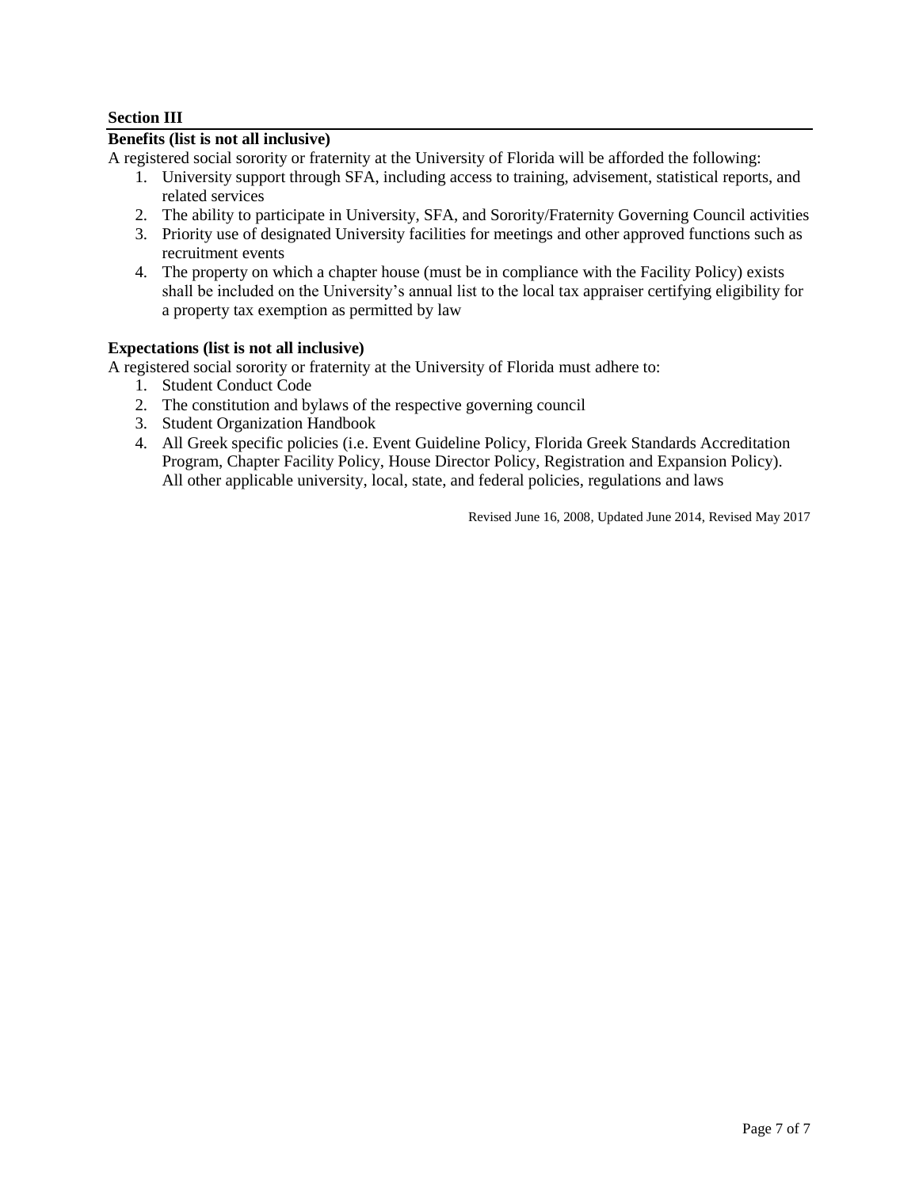## Section III

### Benefits (list is not all inclusive)

A registered social sorority or fraternity at the University of Florida will be afforded the following:

1. University support through SFA, including access to training, advisement, statistical reports, and related services
2. The ability to participate in University, SFA, and Sorority/Fraternity Governing Council activities
3. Priority use of designated University facilities for meetings and other approved functions such as recruitment events
4. The property on which a chapter house (must be in compliance with the Facility Policy) exists shall be included on the University's annual list to the local tax appraiser certifying eligibility for a property tax exemption as permitted by law

### Expectations (list is not all inclusive)

A registered social sorority or fraternity at the University of Florida must adhere to:

1. Student Conduct Code
2. The constitution and bylaws of the respective governing council
3. Student Organization Handbook
4. All Greek specific policies (i.e. Event Guideline Policy, Florida Greek Standards Accreditation Program, Chapter Facility Policy, House Director Policy, Registration and Expansion Policy). All other applicable university, local, state, and federal policies, regulations and laws

Revised June 16, 2008, Updated June 2014, Revised May 2017